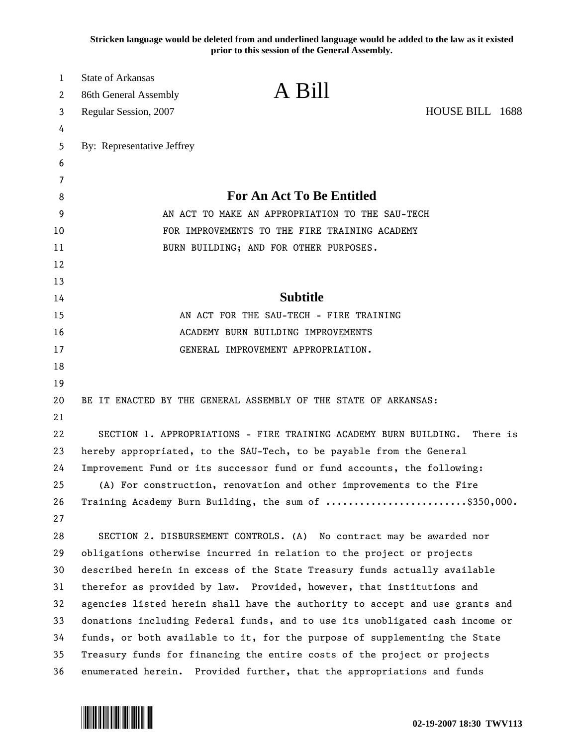**Stricken language would be deleted from and underlined language would be added to the law as it existed prior to this session of the General Assembly.**

State of Arkansas
86th General Assembly
Regular Session, 2007

# A Bill

HOUSE BILL 1688

By: Representative Jeffrey

## For An Act To Be Entitled

AN ACT TO MAKE AN APPROPRIATION TO THE SAU-TECH FOR IMPROVEMENTS TO THE FIRE TRAINING ACADEMY BURN BUILDING; AND FOR OTHER PURPOSES.

## Subtitle

AN ACT FOR THE SAU-TECH - FIRE TRAINING ACADEMY BURN BUILDING IMPROVEMENTS GENERAL IMPROVEMENT APPROPRIATION.

BE IT ENACTED BY THE GENERAL ASSEMBLY OF THE STATE OF ARKANSAS:

SECTION 1. APPROPRIATIONS - FIRE TRAINING ACADEMY BURN BUILDING. There is hereby appropriated, to the SAU-Tech, to be payable from the General Improvement Fund or its successor fund or fund accounts, the following:

(A) For construction, renovation and other improvements to the Fire Training Academy Burn Building, the sum of .........................$350,000.

SECTION 2. DISBURSEMENT CONTROLS. (A) No contract may be awarded nor obligations otherwise incurred in relation to the project or projects described herein in excess of the State Treasury funds actually available therefor as provided by law. Provided, however, that institutions and agencies listed herein shall have the authority to accept and use grants and donations including Federal funds, and to use its unobligated cash income or funds, or both available to it, for the purpose of supplementing the State Treasury funds for financing the entire costs of the project or projects enumerated herein. Provided further, that the appropriations and funds

02-19-2007 18:30 TWV113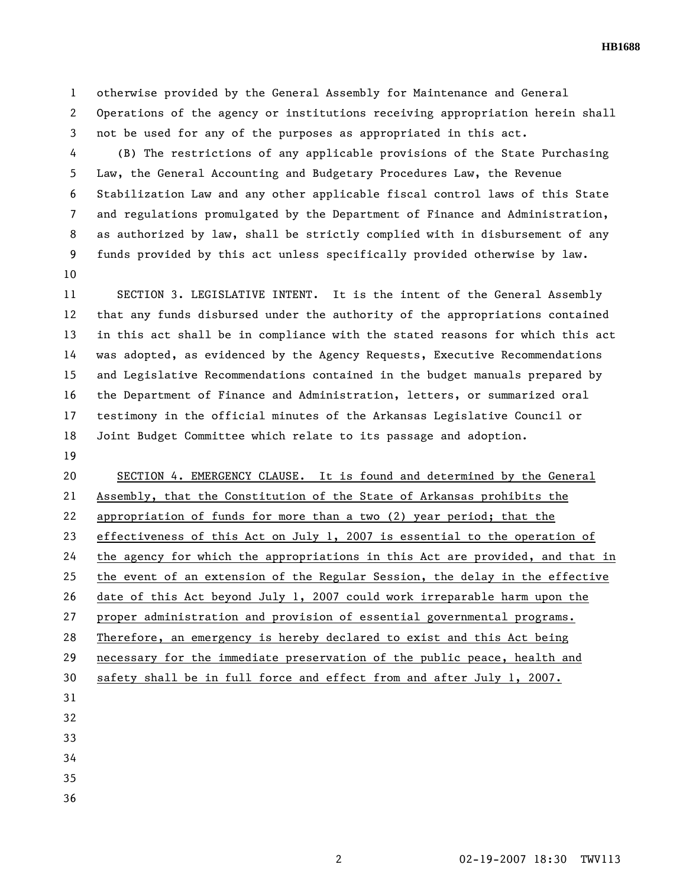otherwise provided by the General Assembly for Maintenance and General Operations of the agency or institutions receiving appropriation herein shall not be used for any of the purposes as appropriated in this act.

(B) The restrictions of any applicable provisions of the State Purchasing Law, the General Accounting and Budgetary Procedures Law, the Revenue Stabilization Law and any other applicable fiscal control laws of this State and regulations promulgated by the Department of Finance and Administration, as authorized by law, shall be strictly complied with in disbursement of any funds provided by this act unless specifically provided otherwise by law.

SECTION 3. LEGISLATIVE INTENT. It is the intent of the General Assembly that any funds disbursed under the authority of the appropriations contained in this act shall be in compliance with the stated reasons for which this act was adopted, as evidenced by the Agency Requests, Executive Recommendations and Legislative Recommendations contained in the budget manuals prepared by the Department of Finance and Administration, letters, or summarized oral testimony in the official minutes of the Arkansas Legislative Council or Joint Budget Committee which relate to its passage and adoption.

SECTION 4. EMERGENCY CLAUSE. It is found and determined by the General Assembly, that the Constitution of the State of Arkansas prohibits the appropriation of funds for more than a two (2) year period; that the effectiveness of this Act on July 1, 2007 is essential to the operation of the agency for which the appropriations in this Act are provided, and that in the event of an extension of the Regular Session, the delay in the effective date of this Act beyond July 1, 2007 could work irreparable harm upon the proper administration and provision of essential governmental programs. Therefore, an emergency is hereby declared to exist and this Act being necessary for the immediate preservation of the public peace, health and safety shall be in full force and effect from and after July 1, 2007.

02-19-2007 18:30 TWV113